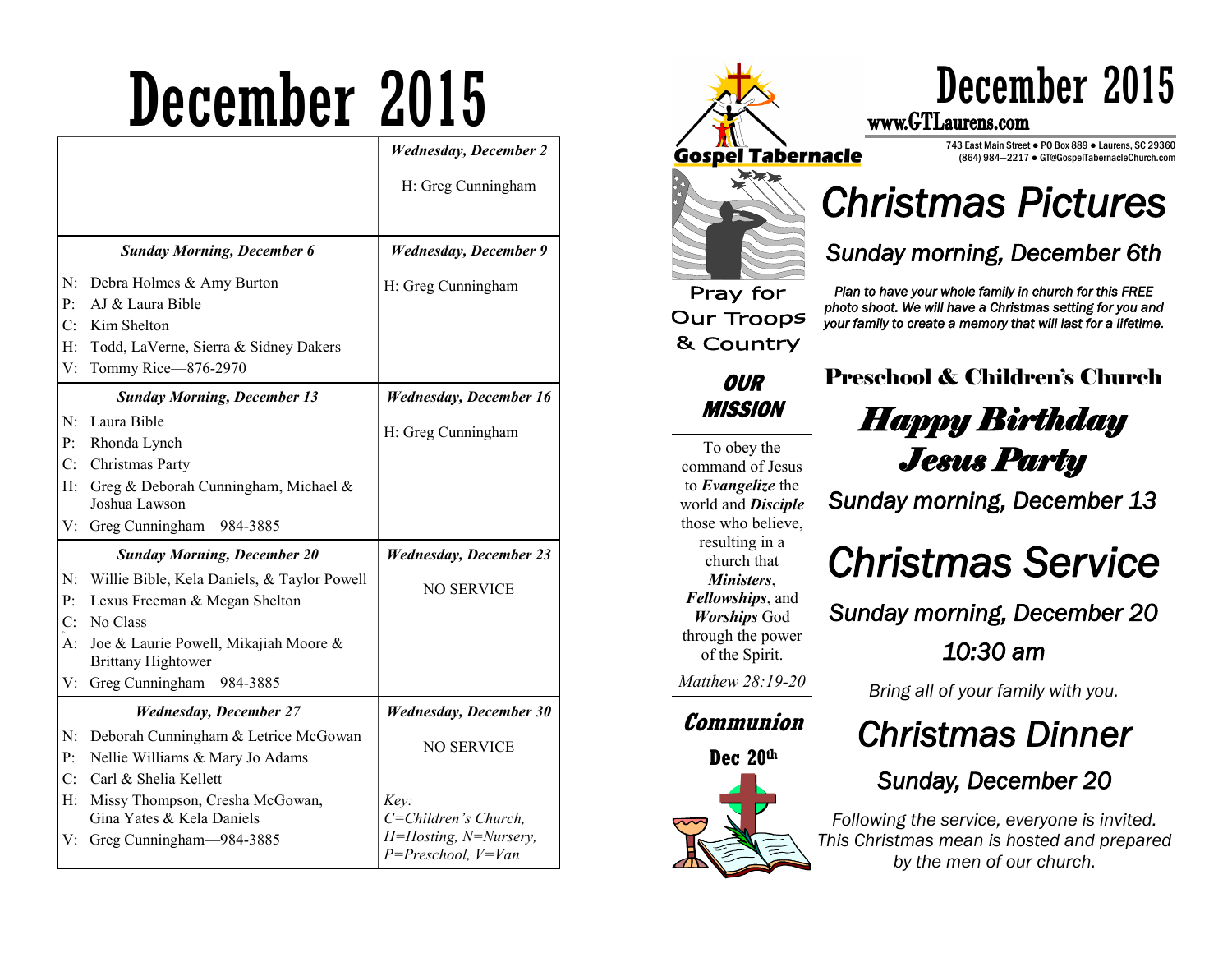# December 2015

| | *Wednesday, December 2* |
|---|---|
| | H: Greg Cunningham |
| ***Sunday Morning, December 6*** | ***Wednesday, December 9*** |
| N: Debra Holmes & Amy Burton<br>P: AJ & Laura Bible<br>C: Kim Shelton<br>H: Todd, LaVerne, Sierra & Sidney Dakers<br>V: Tommy Rice—876-2970 | H: Greg Cunningham |
| ***Sunday Morning, December 13*** | ***Wednesday, December 16*** |
| N: Laura Bible<br>P: Rhonda Lynch<br>C: Christmas Party<br>H: Greg & Deborah Cunningham, Michael & Joshua Lawson<br>V: Greg Cunningham—984-3885 | H: Greg Cunningham |
| ***Sunday Morning, December 20*** | ***Wednesday, December 23*** |
| N: Willie Bible, Kela Daniels, & Taylor Powell<br>P: Lexus Freeman & Megan Shelton<br>C: No Class<br>A: Joe & Laurie Powell, Mikajiah Moore & Brittany Hightower<br>V: Greg Cunningham—984-3885 | NO SERVICE |
| ***Wednesday, December 27*** | ***Wednesday, December 30*** |
| N: Deborah Cunningham & Letrice McGowan<br>P: Nellie Williams & Mary Jo Adams<br>C: Carl & Shelia Kellett<br>H: Missy Thompson, Cresha McGowan, Gina Yates & Kela Daniels<br>V: Greg Cunningham—984-3885 | NO SERVICE<br><br>*Key:*<br>*C=Children's Church, H=Hosting, N=Nursery, P=Preschool, V=Van* |

**Gospel Tabernacle**

# December 2015

**www.GTLaurens.com**

743 East Main Street ● PO Box 889 ● Laurens, SC 29360
(864) 984—2217 ● GT@GospelTabernacleChurch.com

Pray for Our Troops & Country

***OUR MISSION***

To obey the command of Jesus to ***Evangelize*** the world and ***Disciple*** those who believe, resulting in a church that ***Ministers***, ***Fellowships***, and ***Worships*** God through the power of the Spirit.

*Matthew 28:19-20*

***Communion***

**Dec 20th**

## *Christmas Pictures*

### *Sunday morning, December 6th*

***Plan to have your whole family in church for this FREE photo shoot. We will have a Christmas setting for you and your family to create a memory that will last for a lifetime.***

### Preschool & Children's Church

## ***Happy Birthday Jesus Party***

### *Sunday morning, December 13*

## *Christmas Service*

### *Sunday morning, December 20*

### *10:30 am*

*Bring all of your family with you.*

## *Christmas Dinner*

### *Sunday, December 20*

*Following the service, everyone is invited. This Christmas mean is hosted and prepared by the men of our church.*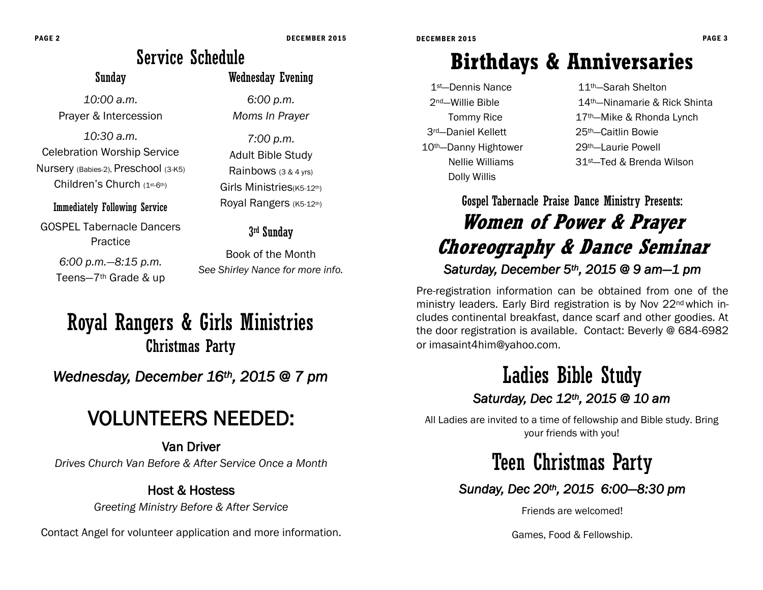# Service Schedule

## Sunday

*10:00 a.m.*

Prayer & Intercession

*10:30 a.m.*

Celebration Worship Service

Nursery (Babies-2), Preschool (3-K5)

Children's Church (1st-6th)

### Immediately Following Service

GOSPEL Tabernacle Dancers Practice

*6:00 p.m.—8:15 p.m.*

Teens—7th Grade & up

## Wednesday Evening

*6:00 p.m.*

*Moms In Prayer*

*7:00 p.m.*

Adult Bible Study

Rainbows (3 & 4 yrs)

Girls Ministries(K5-12th)

Royal Rangers (K5-12th)

## 3rd Sunday

Book of the Month

*See Shirley Nance for more info.*

# Royal Rangers & Girls Ministries

## Christmas Party

*Wednesday, December 16th, 2015 @ 7 pm*

# VOLUNTEERS NEEDED:

### Van Driver

*Drives Church Van Before & After Service Once a Month*

### Host & Hostess

*Greeting Ministry Before & After Service*

Contact Angel for volunteer application and more information.

# Birthdays & Anniversaries

1st—Dennis Nance
2nd—Willie Bible
Tommy Rice
3rd—Daniel Kellett
10th—Danny Hightower
Nellie Williams
Dolly Willis
11th—Sarah Shelton
14th—Ninamarie & Rick Shinta
17th—Mike & Rhonda Lynch
25th—Caitlin Bowie
29th—Laurie Powell
31st—Ted & Brenda Wilson

### Gospel Tabernacle Praise Dance Ministry Presents:

# *Women of Power & Prayer Choreography & Dance Seminar*

*Saturday, December 5th, 2015 @ 9 am—1 pm*

Pre-registration information can be obtained from one of the ministry leaders. Early Bird registration is by Nov 22nd which includes continental breakfast, dance scarf and other goodies. At the door registration is available. Contact: Beverly @ 684-6982 or imasaint4him@yahoo.com.

# Ladies Bible Study

*Saturday, Dec 12th, 2015 @ 10 am*

All Ladies are invited to a time of fellowship and Bible study. Bring your friends with you!

# Teen Christmas Party

*Sunday, Dec 20th, 2015 6:00—8:30 pm*

Friends are welcomed!

Games, Food & Fellowship.